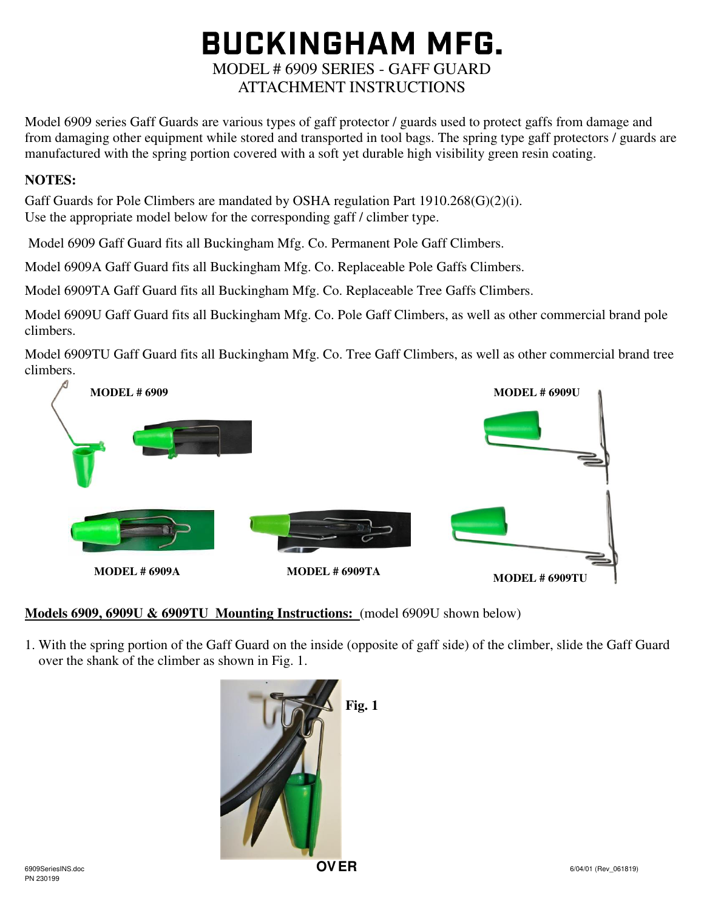# BUCKINGHAM MFG.

## MODEL # 6909 SERIES - GAFF GUARD ATTACHMENT INSTRUCTIONS

Model 6909 series Gaff Guards are various types of gaff protector / guards used to protect gaffs from damage and from damaging other equipment while stored and transported in tool bags. The spring type gaff protectors / guards are manufactured with the spring portion covered with a soft yet durable high visibility green resin coating.

**NOTES:**

Gaff Guards for Pole Climbers are mandated by OSHA regulation Part 1910.268(G)(2)(i).
Use the appropriate model below for the corresponding gaff / climber type.

Model 6909 Gaff Guard fits all Buckingham Mfg. Co. Permanent Pole Gaff Climbers.

Model 6909A Gaff Guard fits all Buckingham Mfg. Co. Replaceable Pole Gaffs Climbers.

Model 6909TA Gaff Guard fits all Buckingham Mfg. Co. Replaceable Tree Gaffs Climbers.

Model 6909U Gaff Guard fits all Buckingham Mfg. Co. Pole Gaff Climbers, as well as other commercial brand pole climbers.

Model 6909TU Gaff Guard fits all Buckingham Mfg. Co. Tree Gaff Climbers, as well as other commercial brand tree climbers.

**MODEL # 6909**

**MODEL # 6909U**

**MODEL # 6909A**

**MODEL # 6909TA**

**MODEL # 6909TU**

**<u>Models 6909, 6909U & 6909TU Mounting Instructions:</u>** (model 6909U shown below)

1. With the spring portion of the Gaff Guard on the inside (opposite of gaff side) of the climber, slide the Gaff Guard over the shank of the climber as shown in Fig. 1.

**Fig. 1**

**OVER**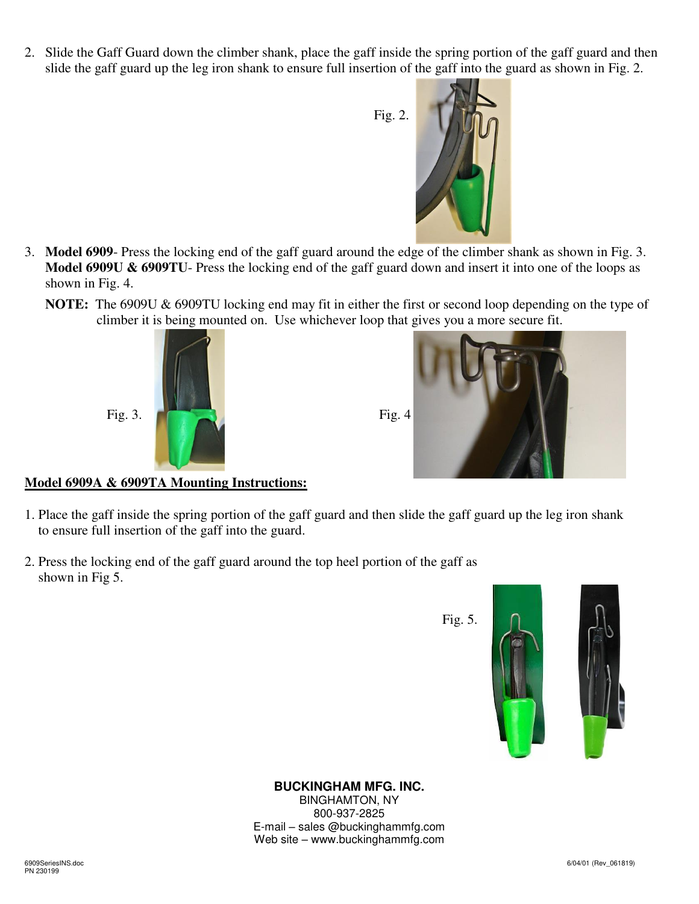2. Slide the Gaff Guard down the climber shank, place the gaff inside the spring portion of the gaff guard and then slide the gaff guard up the leg iron shank to ensure full insertion of the gaff into the guard as shown in Fig. 2.

Fig. 2.

3. **Model 6909**- Press the locking end of the gaff guard around the edge of the climber shank as shown in Fig. 3. **Model 6909U & 6909TU**- Press the locking end of the gaff guard down and insert it into one of the loops as shown in Fig. 4.

   **NOTE:** The 6909U & 6909TU locking end may fit in either the first or second loop depending on the type of climber it is being mounted on. Use whichever loop that gives you a more secure fit.

Fig. 3.

Fig. 4

**Model 6909A & 6909TA Mounting Instructions:**

1. Place the gaff inside the spring portion of the gaff guard and then slide the gaff guard up the leg iron shank to ensure full insertion of the gaff into the guard.

2. Press the locking end of the gaff guard around the top heel portion of the gaff as shown in Fig 5.

Fig. 5.

**BUCKINGHAM MFG. INC.**
BINGHAMTON, NY
800-937-2825
E-mail – sales @buckinghammfg.com
Web site – www.buckinghammfg.com

6909SeriesINS.doc
PN 230199

6/04/01 (Rev_061819)